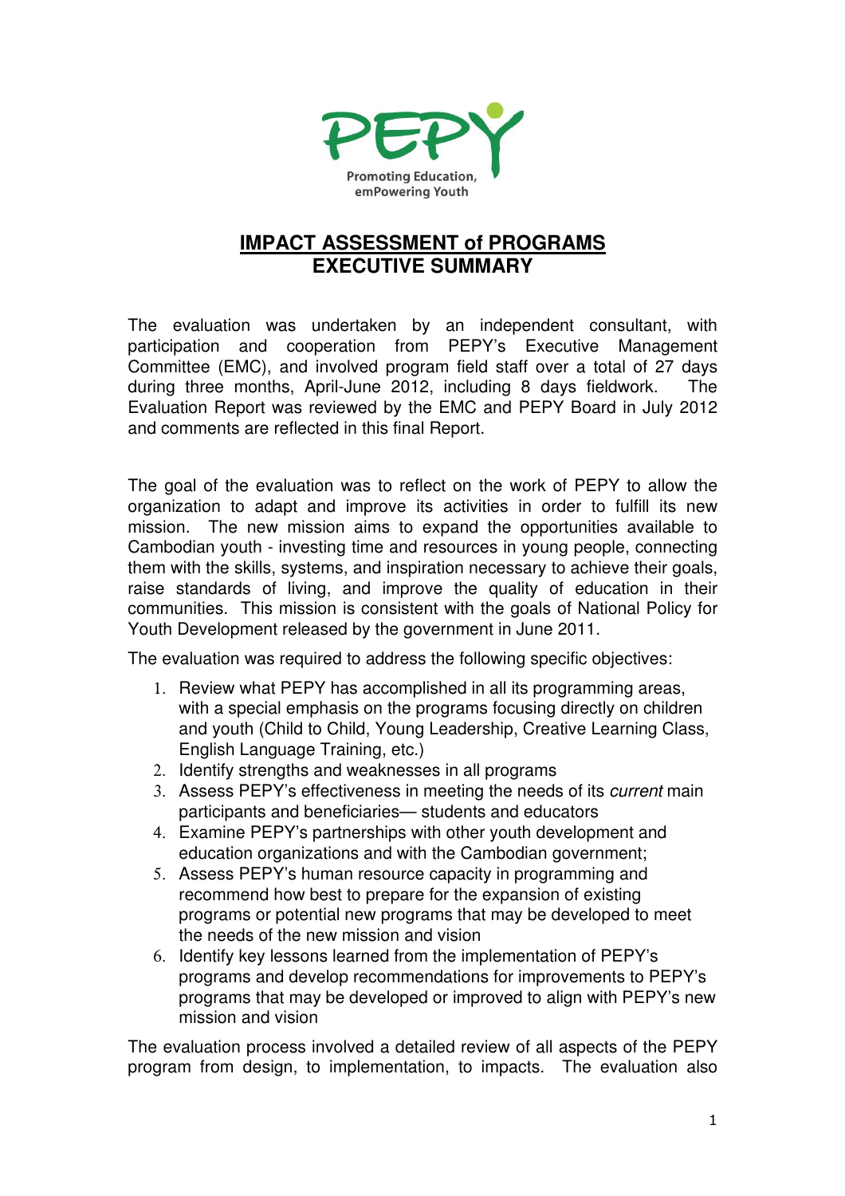PEPY

Promoting Education, emPowering Youth

# IMPACT ASSESSMENT of PROGRAMS
# EXECUTIVE SUMMARY

The evaluation was undertaken by an independent consultant, with participation and cooperation from PEPY's Executive Management Committee (EMC), and involved program field staff over a total of 27 days during three months, April-June 2012, including 8 days fieldwork. The Evaluation Report was reviewed by the EMC and PEPY Board in July 2012 and comments are reflected in this final Report.

The goal of the evaluation was to reflect on the work of PEPY to allow the organization to adapt and improve its activities in order to fulfill its new mission. The new mission aims to expand the opportunities available to Cambodian youth - investing time and resources in young people, connecting them with the skills, systems, and inspiration necessary to achieve their goals, raise standards of living, and improve the quality of education in their communities. This mission is consistent with the goals of National Policy for Youth Development released by the government in June 2011.

The evaluation was required to address the following specific objectives:

1. Review what PEPY has accomplished in all its programming areas, with a special emphasis on the programs focusing directly on children and youth (Child to Child, Young Leadership, Creative Learning Class, English Language Training, etc.)
2. Identify strengths and weaknesses in all programs
3. Assess PEPY's effectiveness in meeting the needs of its *current* main participants and beneficiaries— students and educators
4. Examine PEPY's partnerships with other youth development and education organizations and with the Cambodian government;
5. Assess PEPY's human resource capacity in programming and recommend how best to prepare for the expansion of existing programs or potential new programs that may be developed to meet the needs of the new mission and vision
6. Identify key lessons learned from the implementation of PEPY's programs and develop recommendations for improvements to PEPY's programs that may be developed or improved to align with PEPY's new mission and vision

The evaluation process involved a detailed review of all aspects of the PEPY program from design, to implementation, to impacts. The evaluation also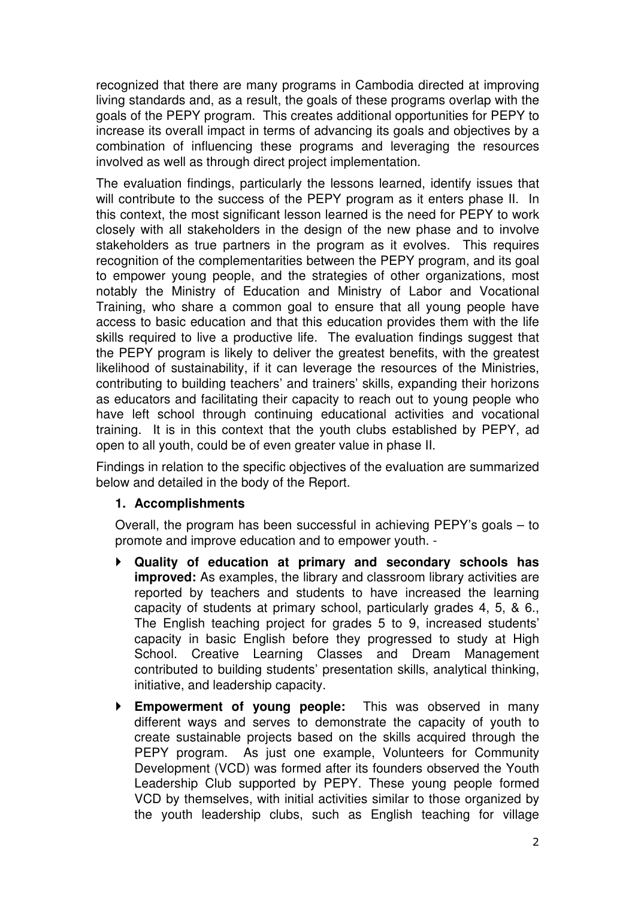recognized that there are many programs in Cambodia directed at improving living standards and, as a result, the goals of these programs overlap with the goals of the PEPY program. This creates additional opportunities for PEPY to increase its overall impact in terms of advancing its goals and objectives by a combination of influencing these programs and leveraging the resources involved as well as through direct project implementation.

The evaluation findings, particularly the lessons learned, identify issues that will contribute to the success of the PEPY program as it enters phase II. In this context, the most significant lesson learned is the need for PEPY to work closely with all stakeholders in the design of the new phase and to involve stakeholders as true partners in the program as it evolves. This requires recognition of the complementarities between the PEPY program, and its goal to empower young people, and the strategies of other organizations, most notably the Ministry of Education and Ministry of Labor and Vocational Training, who share a common goal to ensure that all young people have access to basic education and that this education provides them with the life skills required to live a productive life. The evaluation findings suggest that the PEPY program is likely to deliver the greatest benefits, with the greatest likelihood of sustainability, if it can leverage the resources of the Ministries, contributing to building teachers' and trainers' skills, expanding their horizons as educators and facilitating their capacity to reach out to young people who have left school through continuing educational activities and vocational training. It is in this context that the youth clubs established by PEPY, ad open to all youth, could be of even greater value in phase II.

Findings in relation to the specific objectives of the evaluation are summarized below and detailed in the body of the Report.

**1. Accomplishments**

Overall, the program has been successful in achieving PEPY's goals – to promote and improve education and to empower youth. -

- **Quality of education at primary and secondary schools has improved:** As examples, the library and classroom library activities are reported by teachers and students to have increased the learning capacity of students at primary school, particularly grades 4, 5, & 6., The English teaching project for grades 5 to 9, increased students' capacity in basic English before they progressed to study at High School. Creative Learning Classes and Dream Management contributed to building students' presentation skills, analytical thinking, initiative, and leadership capacity.
- **Empowerment of young people:** This was observed in many different ways and serves to demonstrate the capacity of youth to create sustainable projects based on the skills acquired through the PEPY program. As just one example, Volunteers for Community Development (VCD) was formed after its founders observed the Youth Leadership Club supported by PEPY. These young people formed VCD by themselves, with initial activities similar to those organized by the youth leadership clubs, such as English teaching for village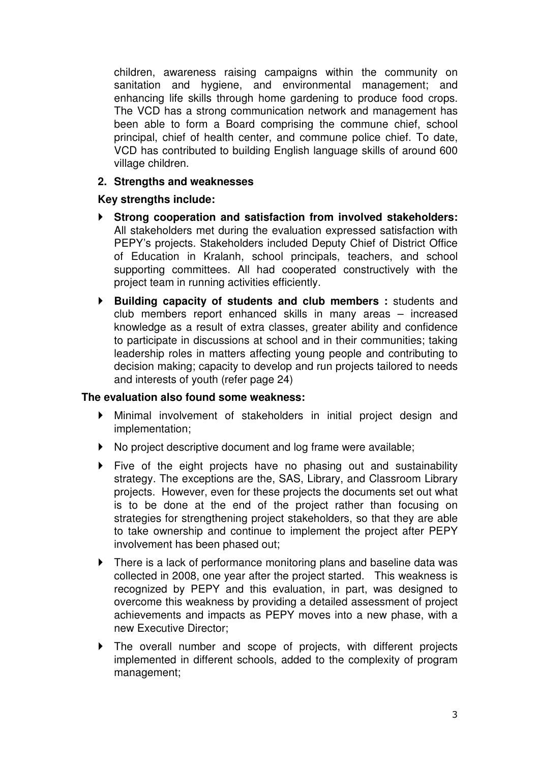children, awareness raising campaigns within the community on sanitation and hygiene, and environmental management; and enhancing life skills through home gardening to produce food crops. The VCD has a strong communication network and management has been able to form a Board comprising the commune chief, school principal, chief of health center, and commune police chief. To date, VCD has contributed to building English language skills of around 600 village children.

## 2. Strengths and weaknesses

### Key strengths include:

- **Strong cooperation and satisfaction from involved stakeholders:** All stakeholders met during the evaluation expressed satisfaction with PEPY's projects. Stakeholders included Deputy Chief of District Office of Education in Kralanh, school principals, teachers, and school supporting committees. All had cooperated constructively with the project team in running activities efficiently.
- **Building capacity of students and club members :** students and club members report enhanced skills in many areas – increased knowledge as a result of extra classes, greater ability and confidence to participate in discussions at school and in their communities; taking leadership roles in matters affecting young people and contributing to decision making; capacity to develop and run projects tailored to needs and interests of youth (refer page 24)

### The evaluation also found some weakness:

- Minimal involvement of stakeholders in initial project design and implementation;
- No project descriptive document and log frame were available;
- Five of the eight projects have no phasing out and sustainability strategy. The exceptions are the, SAS, Library, and Classroom Library projects. However, even for these projects the documents set out what is to be done at the end of the project rather than focusing on strategies for strengthening project stakeholders, so that they are able to take ownership and continue to implement the project after PEPY involvement has been phased out;
- There is a lack of performance monitoring plans and baseline data was collected in 2008, one year after the project started. This weakness is recognized by PEPY and this evaluation, in part, was designed to overcome this weakness by providing a detailed assessment of project achievements and impacts as PEPY moves into a new phase, with a new Executive Director;
- The overall number and scope of projects, with different projects implemented in different schools, added to the complexity of program management;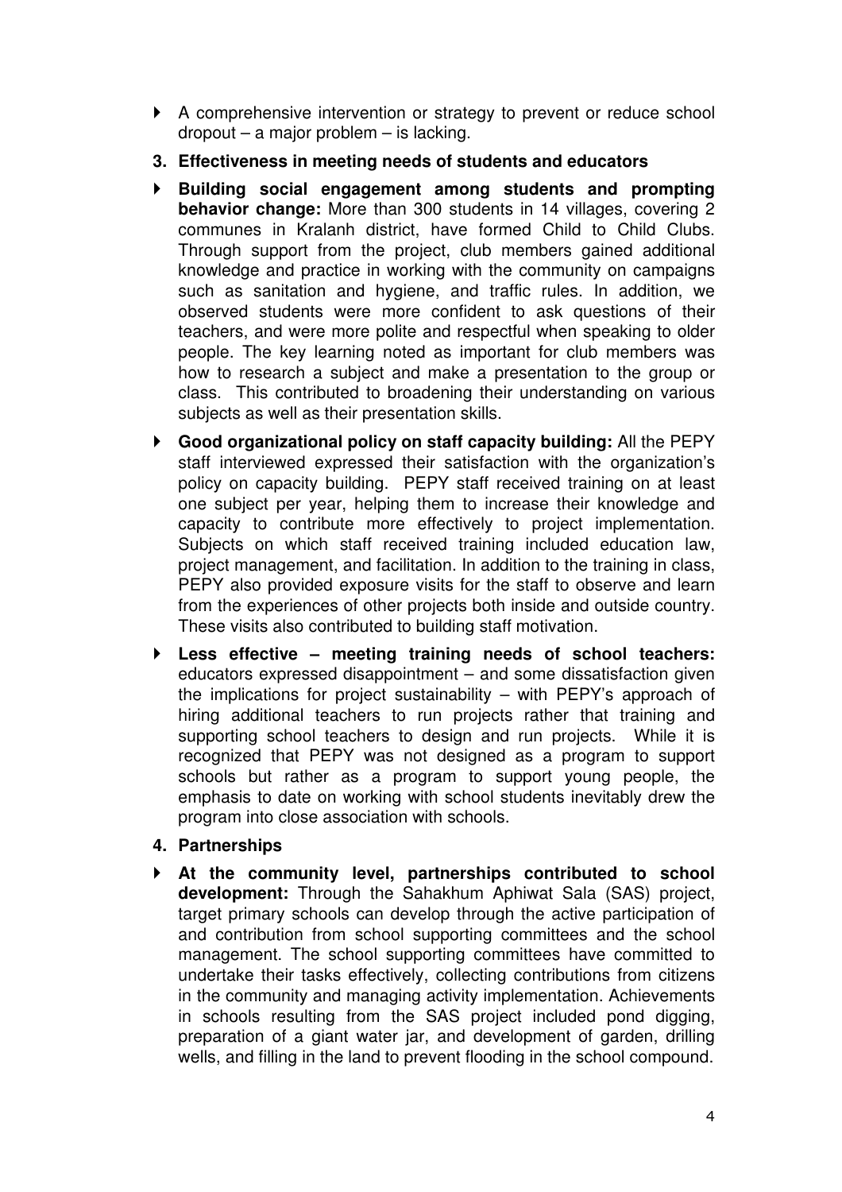- A comprehensive intervention or strategy to prevent or reduce school dropout – a major problem – is lacking.

**3. Effectiveness in meeting needs of students and educators**

- **Building social engagement among students and prompting behavior change:** More than 300 students in 14 villages, covering 2 communes in Kralanh district, have formed Child to Child Clubs. Through support from the project, club members gained additional knowledge and practice in working with the community on campaigns such as sanitation and hygiene, and traffic rules. In addition, we observed students were more confident to ask questions of their teachers, and were more polite and respectful when speaking to older people. The key learning noted as important for club members was how to research a subject and make a presentation to the group or class. This contributed to broadening their understanding on various subjects as well as their presentation skills.
- **Good organizational policy on staff capacity building:** All the PEPY staff interviewed expressed their satisfaction with the organization's policy on capacity building. PEPY staff received training on at least one subject per year, helping them to increase their knowledge and capacity to contribute more effectively to project implementation. Subjects on which staff received training included education law, project management, and facilitation. In addition to the training in class, PEPY also provided exposure visits for the staff to observe and learn from the experiences of other projects both inside and outside country. These visits also contributed to building staff motivation.
- **Less effective – meeting training needs of school teachers:** educators expressed disappointment – and some dissatisfaction given the implications for project sustainability – with PEPY's approach of hiring additional teachers to run projects rather that training and supporting school teachers to design and run projects. While it is recognized that PEPY was not designed as a program to support schools but rather as a program to support young people, the emphasis to date on working with school students inevitably drew the program into close association with schools.

**4. Partnerships**

- **At the community level, partnerships contributed to school development:** Through the Sahakhum Aphiwat Sala (SAS) project, target primary schools can develop through the active participation of and contribution from school supporting committees and the school management. The school supporting committees have committed to undertake their tasks effectively, collecting contributions from citizens in the community and managing activity implementation. Achievements in schools resulting from the SAS project included pond digging, preparation of a giant water jar, and development of garden, drilling wells, and filling in the land to prevent flooding in the school compound.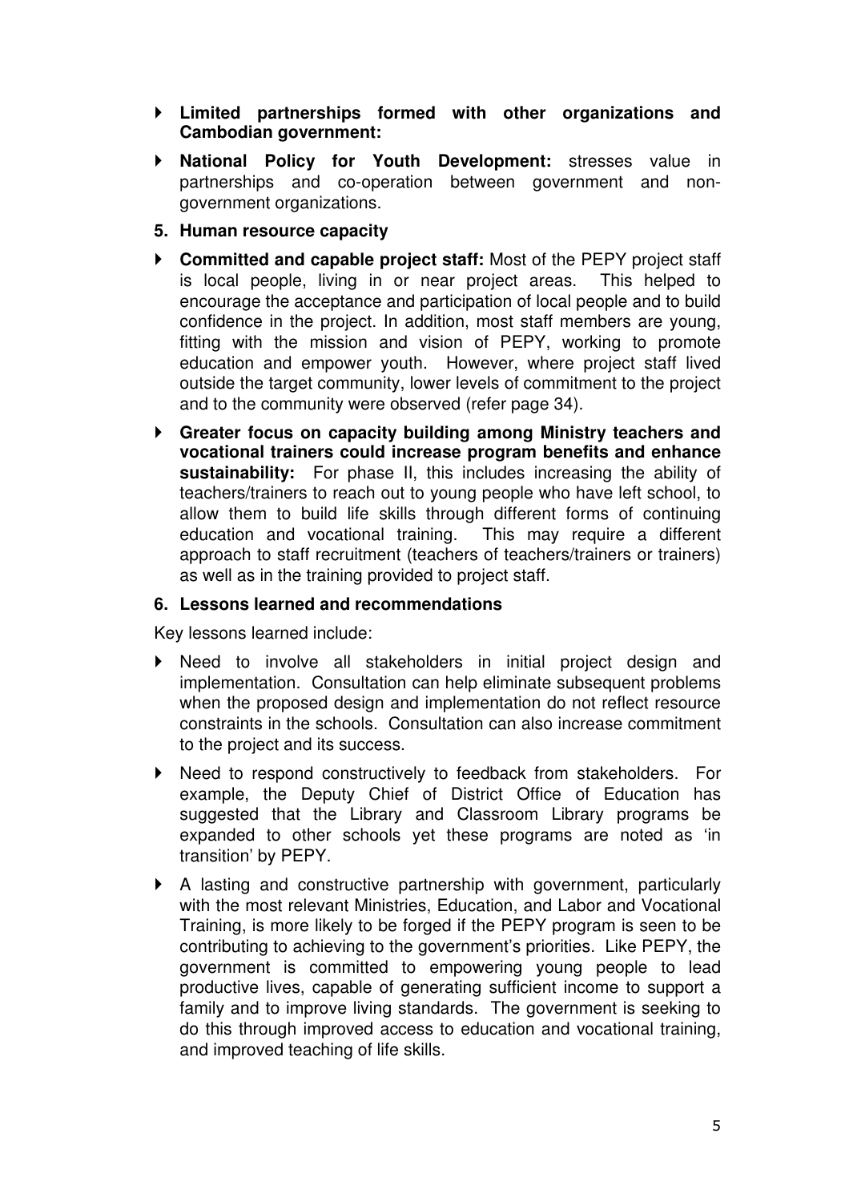- **Limited partnerships formed with other organizations and Cambodian government:**
- **National Policy for Youth Development:** stresses value in partnerships and co-operation between government and non-government organizations.

**5. Human resource capacity**

- **Committed and capable project staff:** Most of the PEPY project staff is local people, living in or near project areas. This helped to encourage the acceptance and participation of local people and to build confidence in the project. In addition, most staff members are young, fitting with the mission and vision of PEPY, working to promote education and empower youth. However, where project staff lived outside the target community, lower levels of commitment to the project and to the community were observed (refer page 34).
- **Greater focus on capacity building among Ministry teachers and vocational trainers could increase program benefits and enhance sustainability:** For phase II, this includes increasing the ability of teachers/trainers to reach out to young people who have left school, to allow them to build life skills through different forms of continuing education and vocational training. This may require a different approach to staff recruitment (teachers of teachers/trainers or trainers) as well as in the training provided to project staff.

**6. Lessons learned and recommendations**

Key lessons learned include:

- Need to involve all stakeholders in initial project design and implementation. Consultation can help eliminate subsequent problems when the proposed design and implementation do not reflect resource constraints in the schools. Consultation can also increase commitment to the project and its success.
- Need to respond constructively to feedback from stakeholders. For example, the Deputy Chief of District Office of Education has suggested that the Library and Classroom Library programs be expanded to other schools yet these programs are noted as 'in transition' by PEPY.
- A lasting and constructive partnership with government, particularly with the most relevant Ministries, Education, and Labor and Vocational Training, is more likely to be forged if the PEPY program is seen to be contributing to achieving to the government's priorities. Like PEPY, the government is committed to empowering young people to lead productive lives, capable of generating sufficient income to support a family and to improve living standards. The government is seeking to do this through improved access to education and vocational training, and improved teaching of life skills.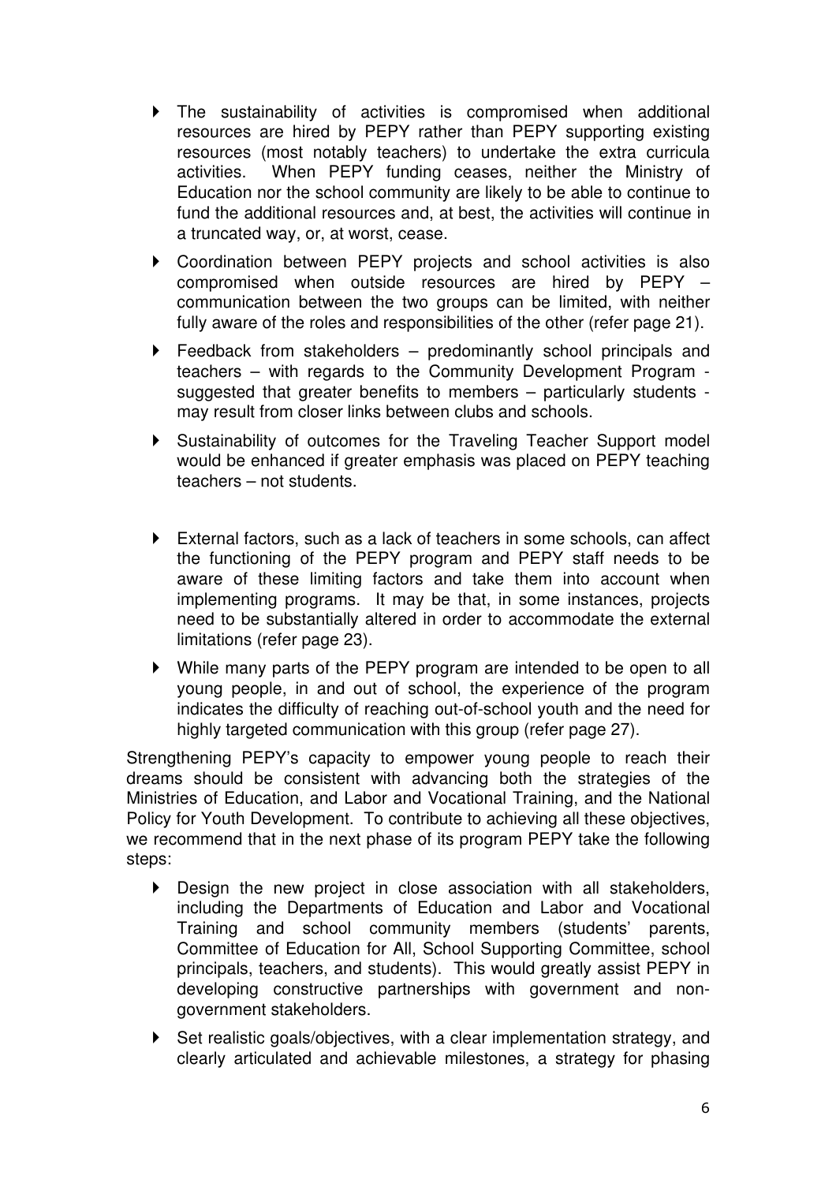- The sustainability of activities is compromised when additional resources are hired by PEPY rather than PEPY supporting existing resources (most notably teachers) to undertake the extra curricula activities. When PEPY funding ceases, neither the Ministry of Education nor the school community are likely to be able to continue to fund the additional resources and, at best, the activities will continue in a truncated way, or, at worst, cease.
- Coordination between PEPY projects and school activities is also compromised when outside resources are hired by PEPY – communication between the two groups can be limited, with neither fully aware of the roles and responsibilities of the other (refer page 21).
- Feedback from stakeholders – predominantly school principals and teachers – with regards to the Community Development Program - suggested that greater benefits to members – particularly students - may result from closer links between clubs and schools.
- Sustainability of outcomes for the Traveling Teacher Support model would be enhanced if greater emphasis was placed on PEPY teaching teachers – not students.
- External factors, such as a lack of teachers in some schools, can affect the functioning of the PEPY program and PEPY staff needs to be aware of these limiting factors and take them into account when implementing programs. It may be that, in some instances, projects need to be substantially altered in order to accommodate the external limitations (refer page 23).
- While many parts of the PEPY program are intended to be open to all young people, in and out of school, the experience of the program indicates the difficulty of reaching out-of-school youth and the need for highly targeted communication with this group (refer page 27).

Strengthening PEPY's capacity to empower young people to reach their dreams should be consistent with advancing both the strategies of the Ministries of Education, and Labor and Vocational Training, and the National Policy for Youth Development. To contribute to achieving all these objectives, we recommend that in the next phase of its program PEPY take the following steps:

- Design the new project in close association with all stakeholders, including the Departments of Education and Labor and Vocational Training and school community members (students' parents, Committee of Education for All, School Supporting Committee, school principals, teachers, and students). This would greatly assist PEPY in developing constructive partnerships with government and non-government stakeholders.
- Set realistic goals/objectives, with a clear implementation strategy, and clearly articulated and achievable milestones, a strategy for phasing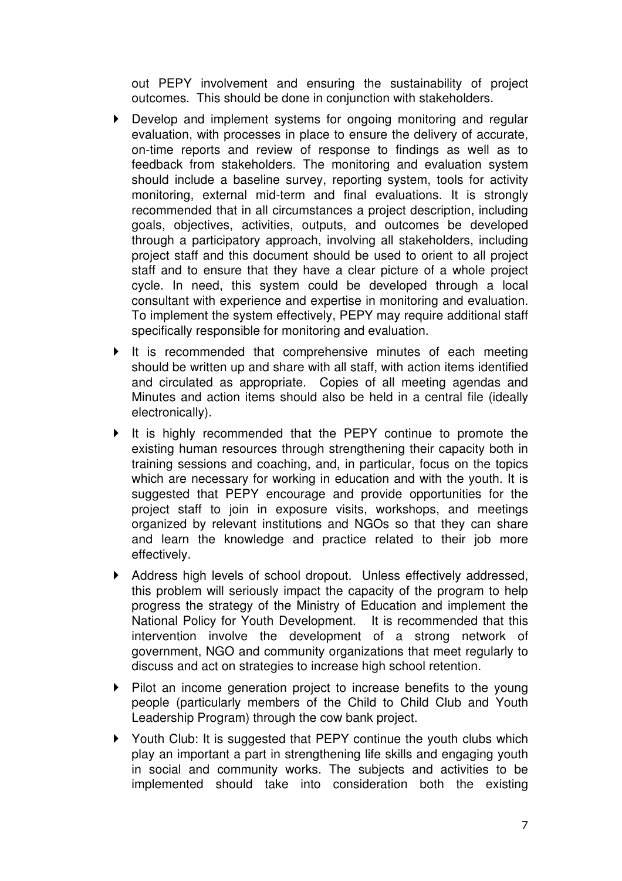out PEPY involvement and ensuring the sustainability of project outcomes. This should be done in conjunction with stakeholders.

- Develop and implement systems for ongoing monitoring and regular evaluation, with processes in place to ensure the delivery of accurate, on-time reports and review of response to findings as well as to feedback from stakeholders. The monitoring and evaluation system should include a baseline survey, reporting system, tools for activity monitoring, external mid-term and final evaluations. It is strongly recommended that in all circumstances a project description, including goals, objectives, activities, outputs, and outcomes be developed through a participatory approach, involving all stakeholders, including project staff and this document should be used to orient to all project staff and to ensure that they have a clear picture of a whole project cycle. In need, this system could be developed through a local consultant with experience and expertise in monitoring and evaluation. To implement the system effectively, PEPY may require additional staff specifically responsible for monitoring and evaluation.
- It is recommended that comprehensive minutes of each meeting should be written up and share with all staff, with action items identified and circulated as appropriate. Copies of all meeting agendas and Minutes and action items should also be held in a central file (ideally electronically).
- It is highly recommended that the PEPY continue to promote the existing human resources through strengthening their capacity both in training sessions and coaching, and, in particular, focus on the topics which are necessary for working in education and with the youth. It is suggested that PEPY encourage and provide opportunities for the project staff to join in exposure visits, workshops, and meetings organized by relevant institutions and NGOs so that they can share and learn the knowledge and practice related to their job more effectively.
- Address high levels of school dropout. Unless effectively addressed, this problem will seriously impact the capacity of the program to help progress the strategy of the Ministry of Education and implement the National Policy for Youth Development. It is recommended that this intervention involve the development of a strong network of government, NGO and community organizations that meet regularly to discuss and act on strategies to increase high school retention.
- Pilot an income generation project to increase benefits to the young people (particularly members of the Child to Child Club and Youth Leadership Program) through the cow bank project.
- Youth Club: It is suggested that PEPY continue the youth clubs which play an important a part in strengthening life skills and engaging youth in social and community works. The subjects and activities to be implemented should take into consideration both the existing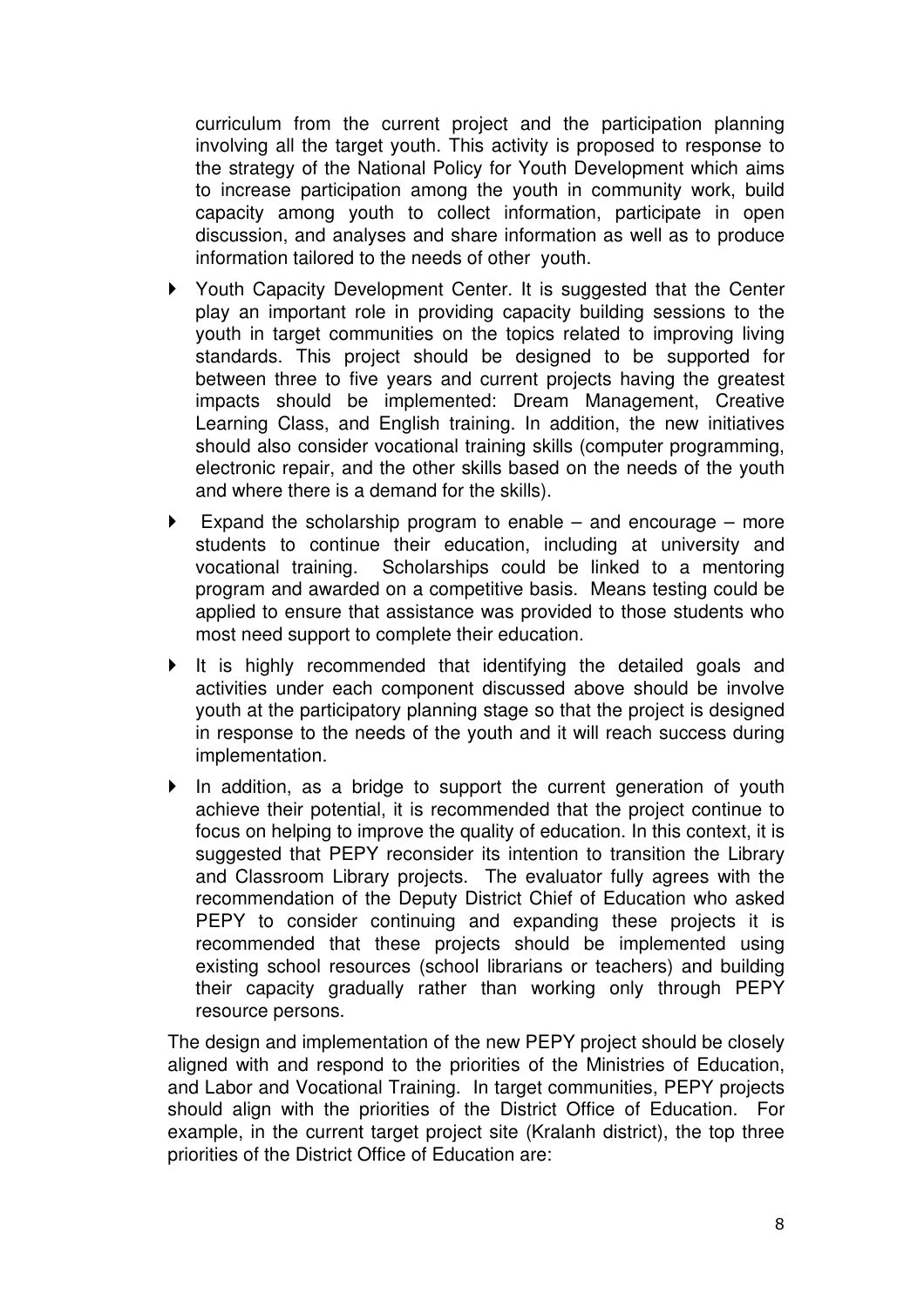curriculum from the current project and the participation planning involving all the target youth. This activity is proposed to response to the strategy of the National Policy for Youth Development which aims to increase participation among the youth in community work, build capacity among youth to collect information, participate in open discussion, and analyses and share information as well as to produce information tailored to the needs of other youth.

- Youth Capacity Development Center. It is suggested that the Center play an important role in providing capacity building sessions to the youth in target communities on the topics related to improving living standards. This project should be designed to be supported for between three to five years and current projects having the greatest impacts should be implemented: Dream Management, Creative Learning Class, and English training. In addition, the new initiatives should also consider vocational training skills (computer programming, electronic repair, and the other skills based on the needs of the youth and where there is a demand for the skills).
- Expand the scholarship program to enable – and encourage – more students to continue their education, including at university and vocational training. Scholarships could be linked to a mentoring program and awarded on a competitive basis. Means testing could be applied to ensure that assistance was provided to those students who most need support to complete their education.
- It is highly recommended that identifying the detailed goals and activities under each component discussed above should be involve youth at the participatory planning stage so that the project is designed in response to the needs of the youth and it will reach success during implementation.
- In addition, as a bridge to support the current generation of youth achieve their potential, it is recommended that the project continue to focus on helping to improve the quality of education. In this context, it is suggested that PEPY reconsider its intention to transition the Library and Classroom Library projects. The evaluator fully agrees with the recommendation of the Deputy District Chief of Education who asked PEPY to consider continuing and expanding these projects it is recommended that these projects should be implemented using existing school resources (school librarians or teachers) and building their capacity gradually rather than working only through PEPY resource persons.

The design and implementation of the new PEPY project should be closely aligned with and respond to the priorities of the Ministries of Education, and Labor and Vocational Training. In target communities, PEPY projects should align with the priorities of the District Office of Education. For example, in the current target project site (Kralanh district), the top three priorities of the District Office of Education are: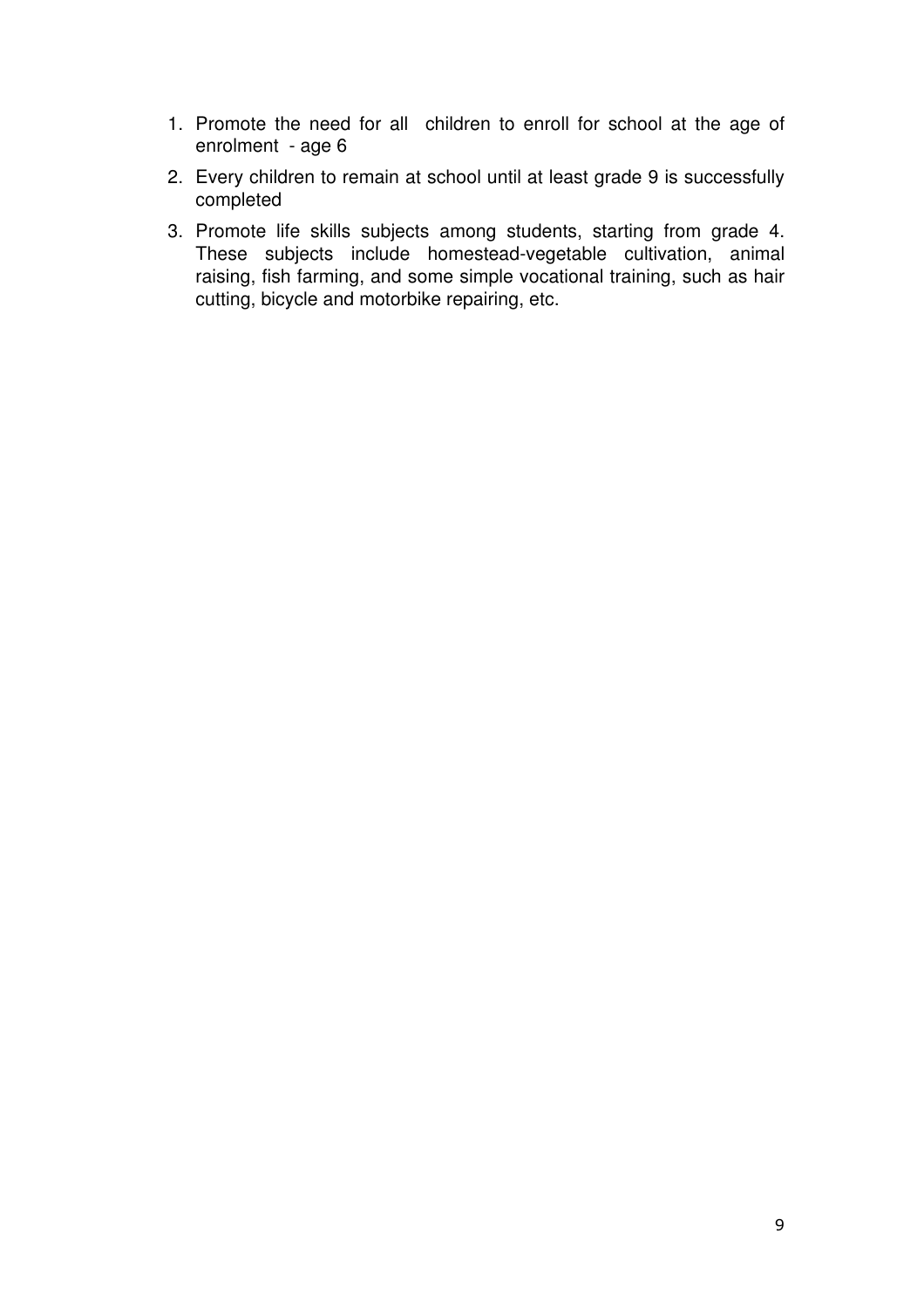1. Promote the need for all children to enroll for school at the age of enrolment - age 6
2. Every children to remain at school until at least grade 9 is successfully completed
3. Promote life skills subjects among students, starting from grade 4. These subjects include homestead-vegetable cultivation, animal raising, fish farming, and some simple vocational training, such as hair cutting, bicycle and motorbike repairing, etc.